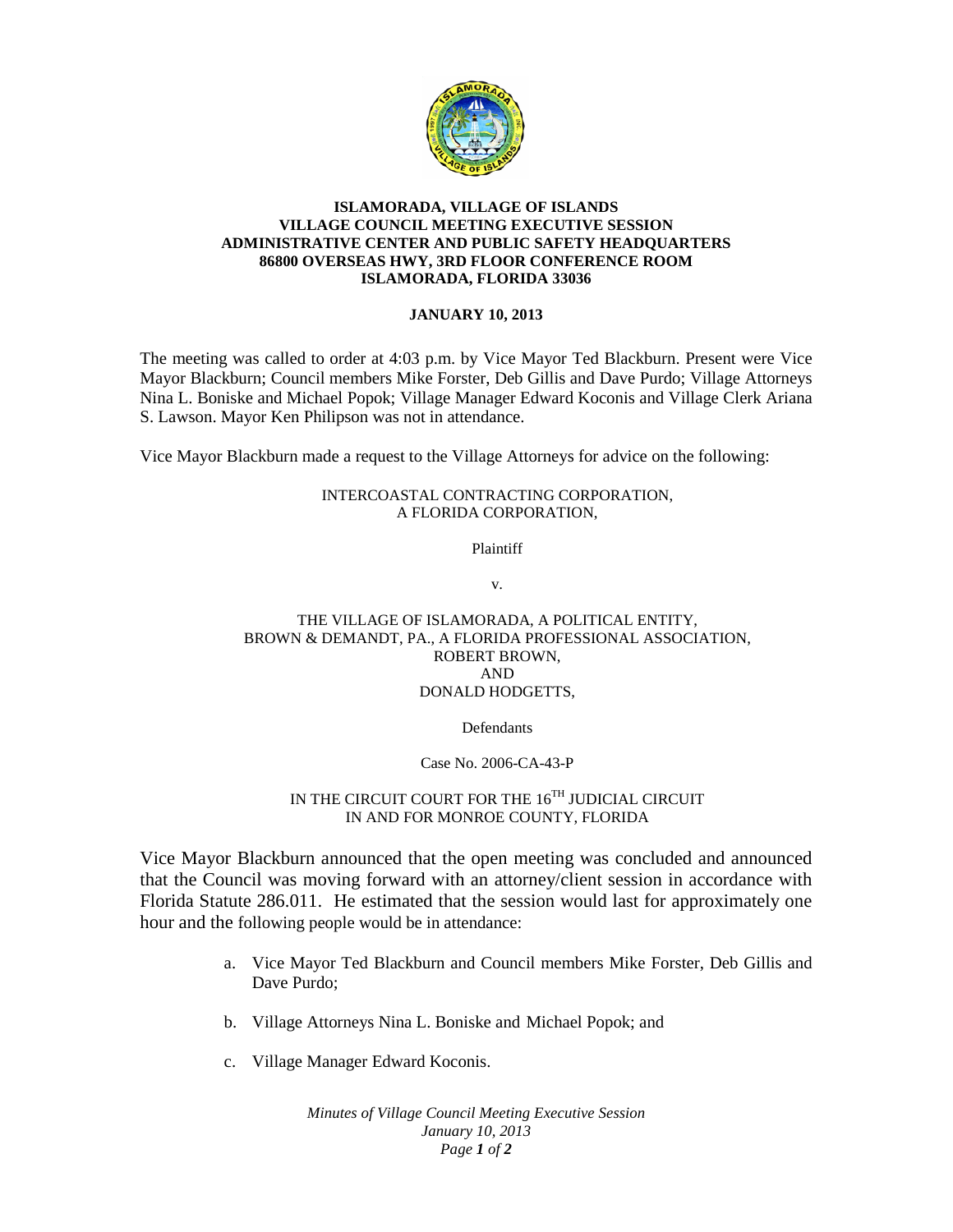**ISLAMORADA, VILLAGE OF ISLANDS**
**VILLAGE COUNCIL MEETING EXECUTIVE SESSION**
**ADMINISTRATIVE CENTER AND PUBLIC SAFETY HEADQUARTERS**
**86800 OVERSEAS HWY, 3RD FLOOR CONFERENCE ROOM**
**ISLAMORADA, FLORIDA 33036**

**JANUARY 10, 2013**

The meeting was called to order at 4:03 p.m. by Vice Mayor Ted Blackburn. Present were Vice Mayor Blackburn; Council members Mike Forster, Deb Gillis and Dave Purdo; Village Attorneys Nina L. Boniske and Michael Popok; Village Manager Edward Koconis and Village Clerk Ariana S. Lawson. Mayor Ken Philipson was not in attendance.

Vice Mayor Blackburn made a request to the Village Attorneys for advice on the following:

INTERCOASTAL CONTRACTING CORPORATION,
A FLORIDA CORPORATION,

Plaintiff

v.

THE VILLAGE OF ISLAMORADA, A POLITICAL ENTITY,
BROWN & DEMANDT, PA., A FLORIDA PROFESSIONAL ASSOCIATION,
ROBERT BROWN,
AND
DONALD HODGETTS,

Defendants

Case No. 2006-CA-43-P

IN THE CIRCUIT COURT FOR THE 16TH JUDICIAL CIRCUIT
IN AND FOR MONROE COUNTY, FLORIDA

Vice Mayor Blackburn announced that the open meeting was concluded and announced that the Council was moving forward with an attorney/client session in accordance with Florida Statute 286.011. He estimated that the session would last for approximately one hour and the following people would be in attendance:

a. Vice Mayor Ted Blackburn and Council members Mike Forster, Deb Gillis and Dave Purdo;

b. Village Attorneys Nina L. Boniske and Michael Popok; and

c. Village Manager Edward Koconis.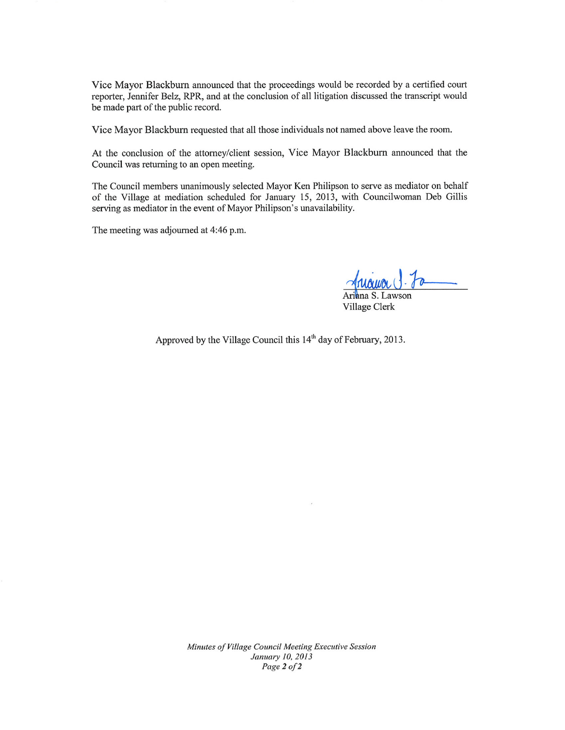Vice Mayor Blackburn announced that the proceedings would be recorded by a certified court reporter, Jennifer Belz, RPR, and at the conclusion of all litigation discussed the transcript would be made part of the public record.

Vice Mayor Blackburn requested that all those individuals not named above leave the room.

At the conclusion of the attorney/client session, Vice Mayor Blackburn announced that the Council was returning to an open meeting.

The Council members unanimously selected Mayor Ken Philipson to serve as mediator on behalf of the Village at mediation scheduled for January 15, 2013, with Councilwoman Deb Gillis serving as mediator in the event of Mayor Philipson's unavailability.

The meeting was adjourned at 4:46 p.m.

Ariana S. Lawson
Village Clerk

Approved by the Village Council this 14th day of February, 2013.